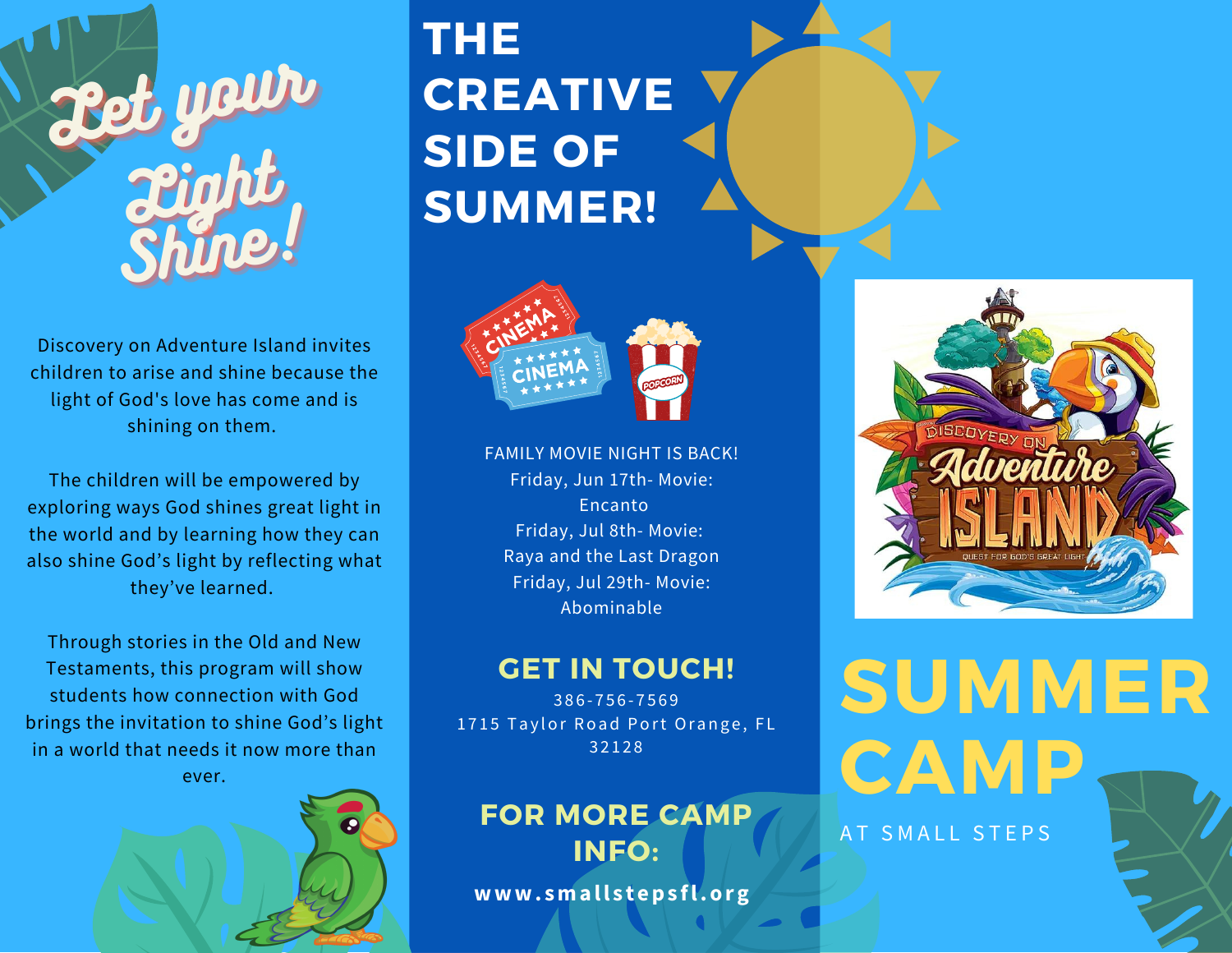# Let your Light Shine!

Discovery on Adventure Island invites children to arise and shine because the light of God's love has come and is shining on them.

The children will be empowered by exploring ways God shines great light in the world and by learning how they can also shine God's light by reflecting what they've learned.

Through stories in the Old and New Testaments, this program will show students how connection with God brings the invitation to shine God's light in a world that needs it now more than ever.

# THE CREATIVE SIDE OF SUMMER!

FAMILY MOVIE NIGHT IS BACK!
Friday, Jun 17th- Movie: Encanto
Friday, Jul 8th- Movie: Raya and the Last Dragon
Friday, Jul 29th- Movie: Abominable

## GET IN TOUCH!

386-756-7569
1715 Taylor Road Port Orange, FL 32128

## FOR MORE CAMP INFO:

**www.smallstepsfl.org**

# SUMMER CAMP

AT SMALL STEPS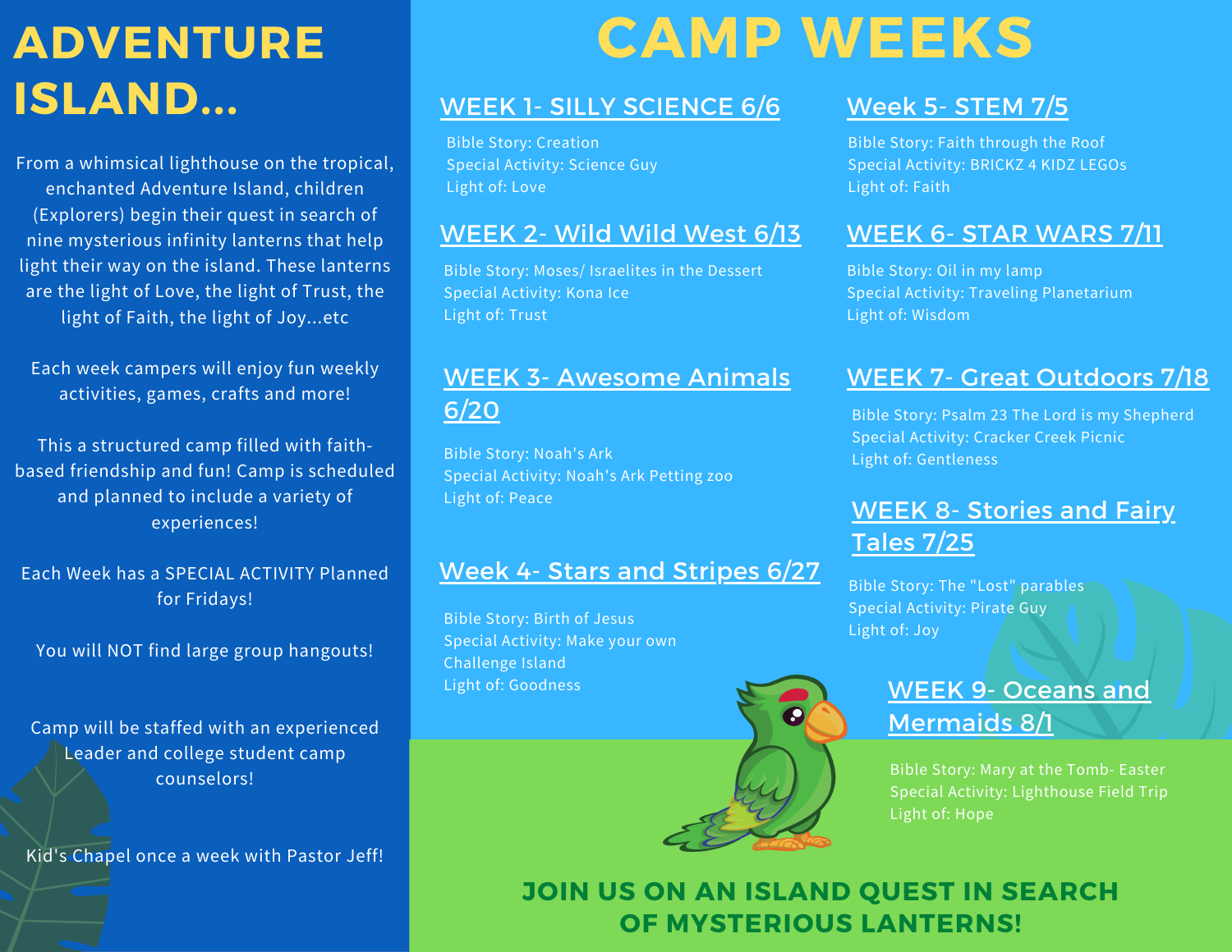# ADVENTURE ISLAND...

From a whimsical lighthouse on the tropical, enchanted Adventure Island, children (Explorers) begin their quest in search of nine mysterious infinity lanterns that help light their way on the island. These lanterns are the light of Love, the light of Trust, the light of Faith, the light of Joy...etc

Each week campers will enjoy fun weekly activities, games, crafts and more!

This a structured camp filled with faith-based friendship and fun! Camp is scheduled and planned to include a variety of experiences!

Each Week has a SPECIAL ACTIVITY Planned for Fridays!

You will NOT find large group hangouts!

Camp will be staffed with an experienced Leader and college student camp counselors!

Kid's Chapel once a week with Pastor Jeff!

# CAMP WEEKS

## WEEK 1- SILLY SCIENCE 6/6

Bible Story: Creation
Special Activity: Science Guy
Light of: Love

## WEEK 2- Wild Wild West 6/13

Bible Story: Moses/ Israelites in the Dessert
Special Activity: Kona Ice
Light of: Trust

## WEEK 3- Awesome Animals 6/20

Bible Story: Noah's Ark
Special Activity: Noah's Ark Petting zoo
Light of: Peace

## Week 4- Stars and Stripes 6/27

Bible Story: Birth of Jesus
Special Activity: Make your own Challenge Island
Light of: Goodness

## Week 5- STEM 7/5

Bible Story: Faith through the Roof
Special Activity: BRICKZ 4 KIDZ LEGOs
Light of: Faith

## WEEK 6- STAR WARS 7/11

Bible Story: Oil in my lamp
Special Activity: Traveling Planetarium
Light of: Wisdom

## WEEK 7- Great Outdoors 7/18

Bible Story: Psalm 23 The Lord is my Shepherd
Special Activity: Cracker Creek Picnic
Light of: Gentleness

## WEEK 8- Stories and Fairy Tales 7/25

Bible Story: The "Lost" parables
Special Activity: Pirate Guy
Light of: Joy

## WEEK 9- Oceans and Mermaids 8/1

Bible Story: Mary at the Tomb- Easter
Special Activity: Lighthouse Field Trip
Light of: Hope

**JOIN US ON AN ISLAND QUEST IN SEARCH OF MYSTERIOUS LANTERNS!**